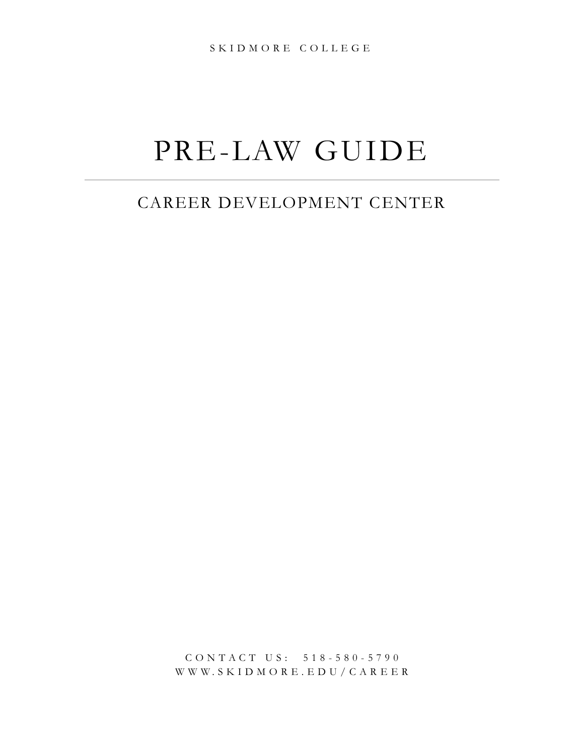SKIDMORE COLLEGE

# PRE-LAW GUIDE

---

## CAREER DEVELOPMENT CENTER

CONTACT US: 518-580-5790

WWW.SKIDMORE.EDU/CAREER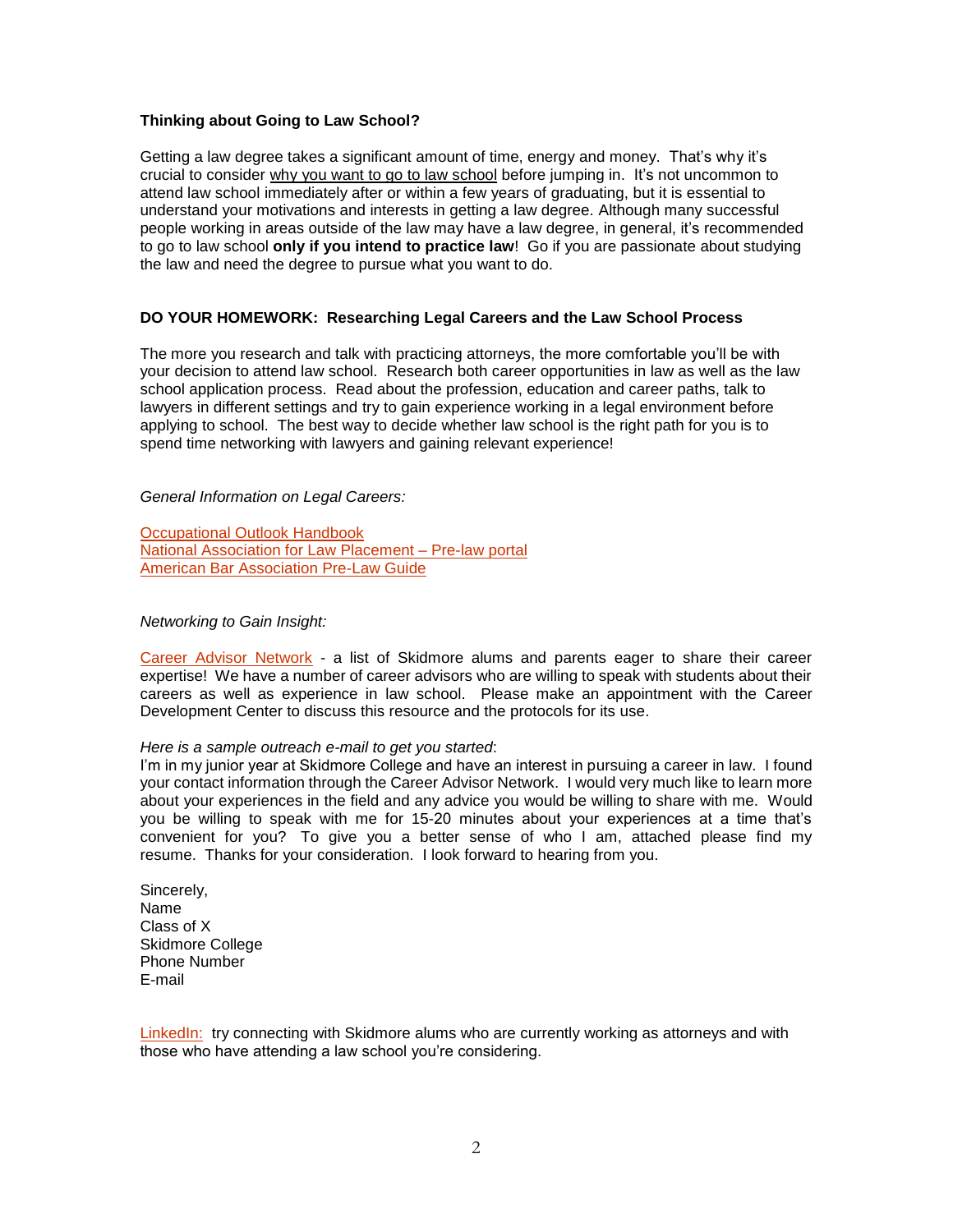**Thinking about Going to Law School?**

Getting a law degree takes a significant amount of time, energy and money. That's why it's crucial to consider why you want to go to law school before jumping in. It's not uncommon to attend law school immediately after or within a few years of graduating, but it is essential to understand your motivations and interests in getting a law degree. Although many successful people working in areas outside of the law may have a law degree, in general, it's recommended to go to law school **only if you intend to practice law**! Go if you are passionate about studying the law and need the degree to pursue what you want to do.

**DO YOUR HOMEWORK: Researching Legal Careers and the Law School Process**

The more you research and talk with practicing attorneys, the more comfortable you'll be with your decision to attend law school. Research both career opportunities in law as well as the law school application process. Read about the profession, education and career paths, talk to lawyers in different settings and try to gain experience working in a legal environment before applying to school. The best way to decide whether law school is the right path for you is to spend time networking with lawyers and gaining relevant experience!

*General Information on Legal Careers:*

Occupational Outlook Handbook
National Association for Law Placement – Pre-law portal
American Bar Association Pre-Law Guide

*Networking to Gain Insight:*

Career Advisor Network - a list of Skidmore alums and parents eager to share their career expertise! We have a number of career advisors who are willing to speak with students about their careers as well as experience in law school. Please make an appointment with the Career Development Center to discuss this resource and the protocols for its use.

*Here is a sample outreach e-mail to get you started*:
I'm in my junior year at Skidmore College and have an interest in pursuing a career in law. I found your contact information through the Career Advisor Network. I would very much like to learn more about your experiences in the field and any advice you would be willing to share with me. Would you be willing to speak with me for 15-20 minutes about your experiences at a time that's convenient for you? To give you a better sense of who I am, attached please find my resume. Thanks for your consideration. I look forward to hearing from you.

Sincerely,
Name
Class of X
Skidmore College
Phone Number
E-mail

LinkedIn: try connecting with Skidmore alums who are currently working as attorneys and with those who have attending a law school you're considering.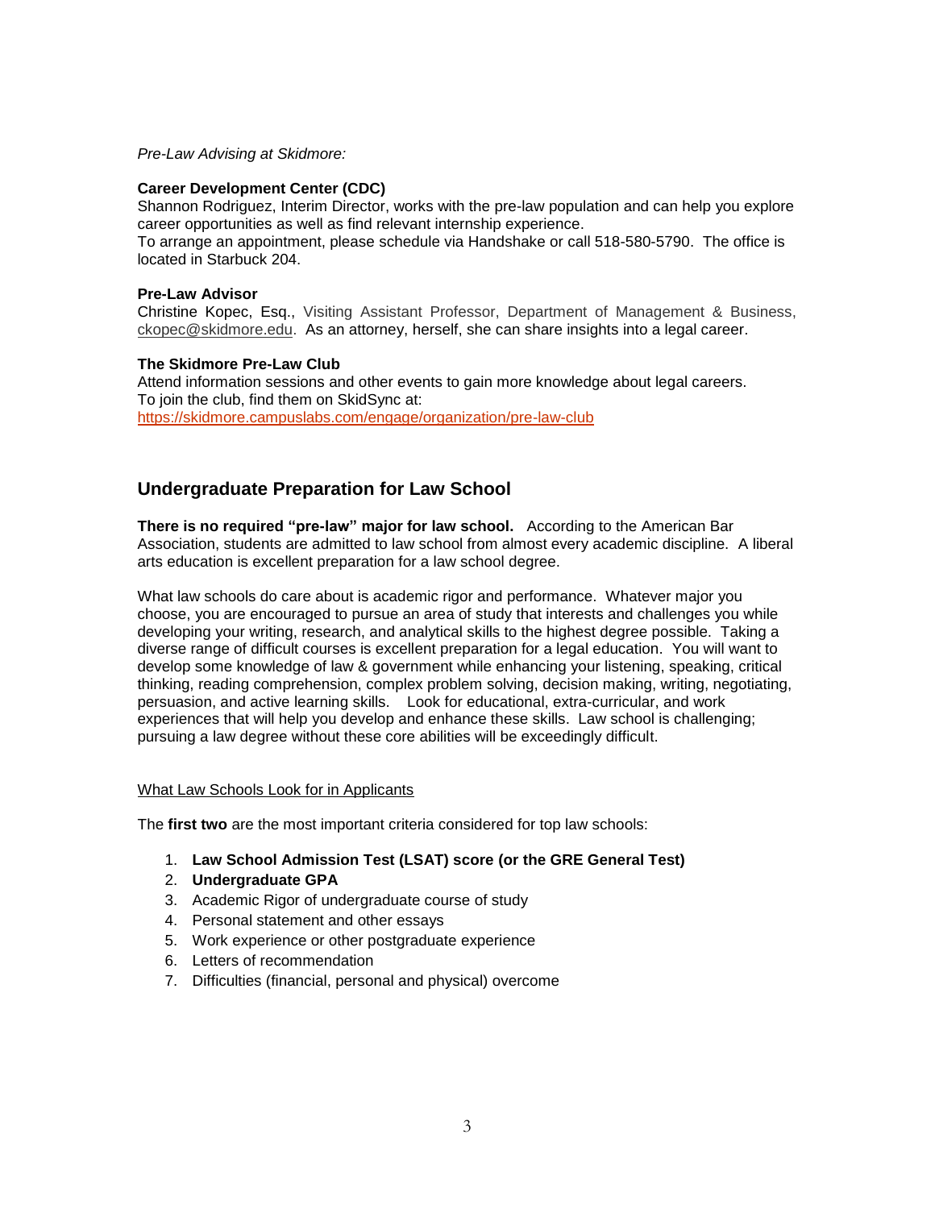*Pre-Law Advising at Skidmore:*

**Career Development Center (CDC)**
Shannon Rodriguez, Interim Director, works with the pre-law population and can help you explore career opportunities as well as find relevant internship experience.
To arrange an appointment, please schedule via Handshake or call 518-580-5790. The office is located in Starbuck 204.

**Pre-Law Advisor**
Christine Kopec, Esq., Visiting Assistant Professor, Department of Management & Business, ckopec@skidmore.edu. As an attorney, herself, she can share insights into a legal career.

**The Skidmore Pre-Law Club**
Attend information sessions and other events to gain more knowledge about legal careers.
To join the club, find them on SkidSync at:
https://skidmore.campuslabs.com/engage/organization/pre-law-club

## Undergraduate Preparation for Law School

**There is no required "pre-law" major for law school.** According to the American Bar Association, students are admitted to law school from almost every academic discipline. A liberal arts education is excellent preparation for a law school degree.

What law schools do care about is academic rigor and performance. Whatever major you choose, you are encouraged to pursue an area of study that interests and challenges you while developing your writing, research, and analytical skills to the highest degree possible. Taking a diverse range of difficult courses is excellent preparation for a legal education. You will want to develop some knowledge of law & government while enhancing your listening, speaking, critical thinking, reading comprehension, complex problem solving, decision making, writing, negotiating, persuasion, and active learning skills. Look for educational, extra-curricular, and work experiences that will help you develop and enhance these skills. Law school is challenging; pursuing a law degree without these core abilities will be exceedingly difficult.

### What Law Schools Look for in Applicants

The **first two** are the most important criteria considered for top law schools:

1. **Law School Admission Test (LSAT) score (or the GRE General Test)**
2. **Undergraduate GPA**
3. Academic Rigor of undergraduate course of study
4. Personal statement and other essays
5. Work experience or other postgraduate experience
6. Letters of recommendation
7. Difficulties (financial, personal and physical) overcome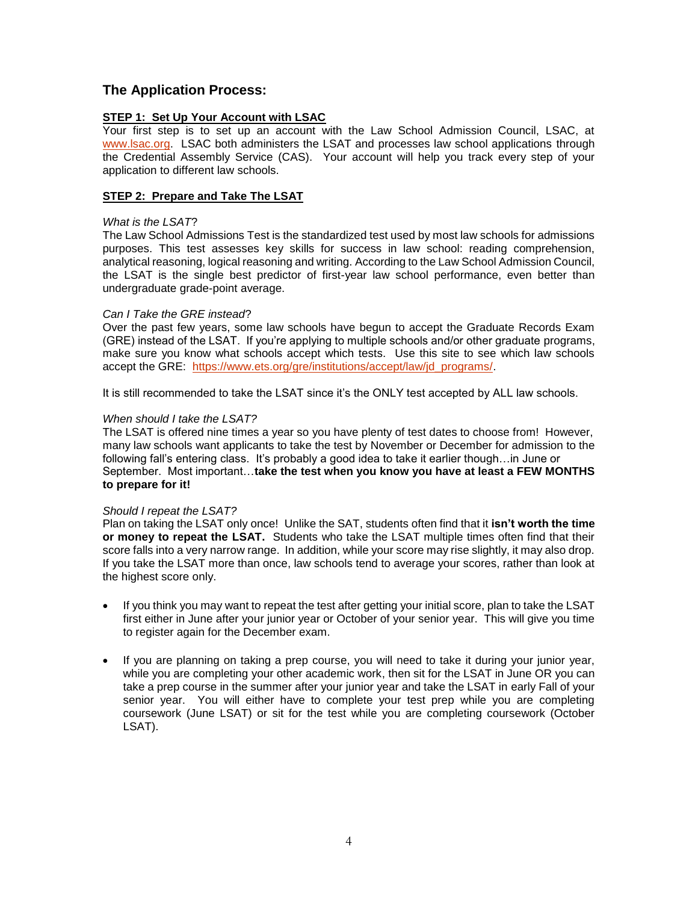## The Application Process:

**STEP 1: Set Up Your Account with LSAC**

Your first step is to set up an account with the Law School Admission Council, LSAC, at www.lsac.org. LSAC both administers the LSAT and processes law school applications through the Credential Assembly Service (CAS). Your account will help you track every step of your application to different law schools.

**STEP 2: Prepare and Take The LSAT**

*What is the LSAT*?

The Law School Admissions Test is the standardized test used by most law schools for admissions purposes. This test assesses key skills for success in law school: reading comprehension, analytical reasoning, logical reasoning and writing. According to the Law School Admission Council, the LSAT is the single best predictor of first-year law school performance, even better than undergraduate grade-point average.

*Can I Take the GRE instead*?

Over the past few years, some law schools have begun to accept the Graduate Records Exam (GRE) instead of the LSAT. If you're applying to multiple schools and/or other graduate programs, make sure you know what schools accept which tests. Use this site to see which law schools accept the GRE: https://www.ets.org/gre/institutions/accept/law/jd_programs/.

It is still recommended to take the LSAT since it's the ONLY test accepted by ALL law schools.

*When should I take the LSAT?*

The LSAT is offered nine times a year so you have plenty of test dates to choose from! However, many law schools want applicants to take the test by November or December for admission to the following fall's entering class. It's probably a good idea to take it earlier though…in June or September. Most important…**take the test when you know you have at least a FEW MONTHS to prepare for it!**

*Should I repeat the LSAT?*

Plan on taking the LSAT only once! Unlike the SAT, students often find that it **isn't worth the time or money to repeat the LSAT.** Students who take the LSAT multiple times often find that their score falls into a very narrow range. In addition, while your score may rise slightly, it may also drop. If you take the LSAT more than once, law schools tend to average your scores, rather than look at the highest score only.

- If you think you may want to repeat the test after getting your initial score, plan to take the LSAT first either in June after your junior year or October of your senior year. This will give you time to register again for the December exam.
- If you are planning on taking a prep course, you will need to take it during your junior year, while you are completing your other academic work, then sit for the LSAT in June OR you can take a prep course in the summer after your junior year and take the LSAT in early Fall of your senior year. You will either have to complete your test prep while you are completing coursework (June LSAT) or sit for the test while you are completing coursework (October LSAT).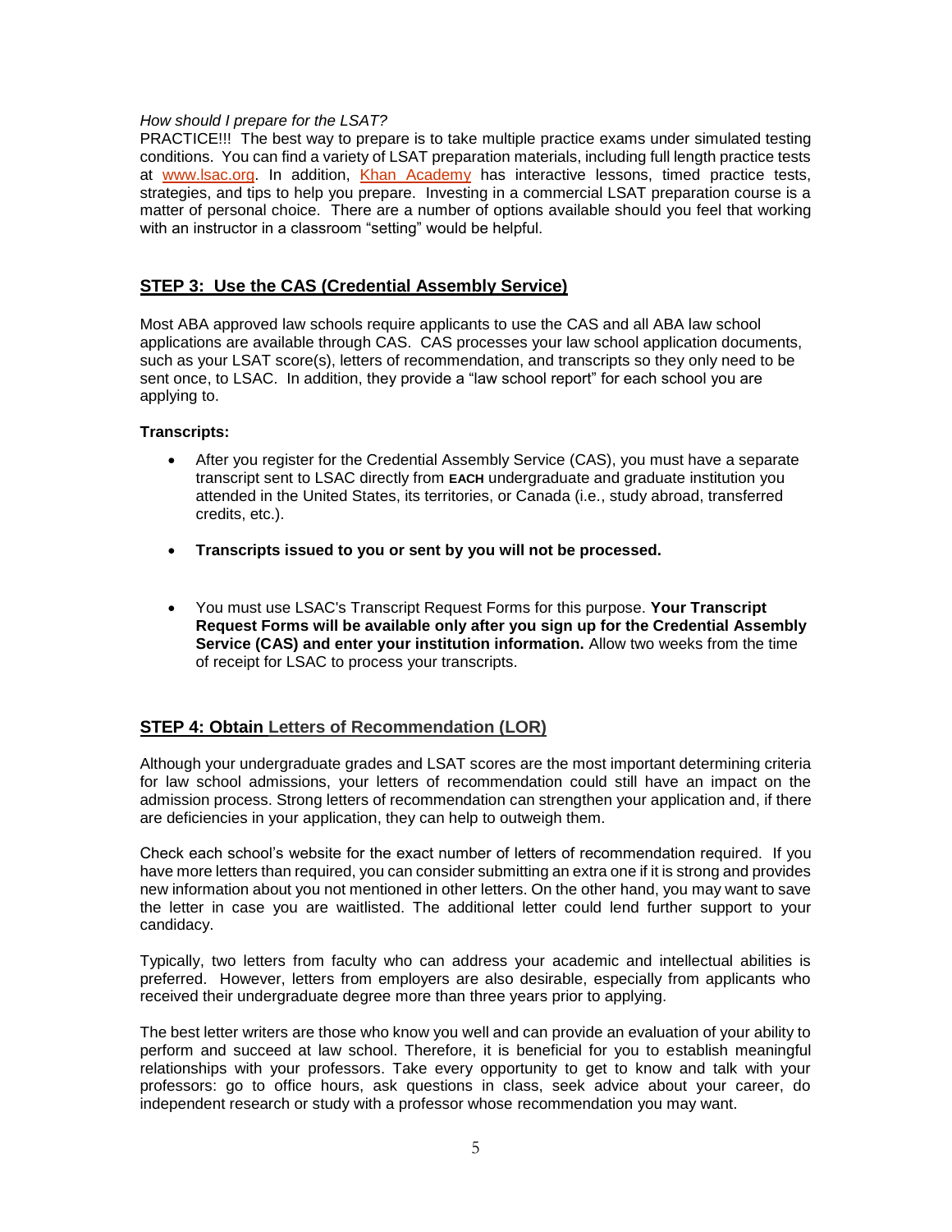*How should I prepare for the LSAT?*

PRACTICE!!! The best way to prepare is to take multiple practice exams under simulated testing conditions. You can find a variety of LSAT preparation materials, including full length practice tests at [www.lsac.org](www.lsac.org). In addition, [Khan Academy](Khan Academy) has interactive lessons, timed practice tests, strategies, and tips to help you prepare. Investing in a commercial LSAT preparation course is a matter of personal choice. There are a number of options available should you feel that working with an instructor in a classroom "setting" would be helpful.

## STEP 3: Use the CAS (Credential Assembly Service)

Most ABA approved law schools require applicants to use the CAS and all ABA law school applications are available through CAS. CAS processes your law school application documents, such as your LSAT score(s), letters of recommendation, and transcripts so they only need to be sent once, to LSAC. In addition, they provide a "law school report" for each school you are applying to.

**Transcripts:**

- After you register for the Credential Assembly Service (CAS), you must have a separate transcript sent to LSAC directly from **EACH** undergraduate and graduate institution you attended in the United States, its territories, or Canada (i.e., study abroad, transferred credits, etc.).
- **Transcripts issued to you or sent by you will not be processed.**
- You must use LSAC's Transcript Request Forms for this purpose. **Your Transcript Request Forms will be available only after you sign up for the Credential Assembly Service (CAS) and enter your institution information.** Allow two weeks from the time of receipt for LSAC to process your transcripts.

## STEP 4: Obtain Letters of Recommendation (LOR)

Although your undergraduate grades and LSAT scores are the most important determining criteria for law school admissions, your letters of recommendation could still have an impact on the admission process. Strong letters of recommendation can strengthen your application and, if there are deficiencies in your application, they can help to outweigh them.

Check each school's website for the exact number of letters of recommendation required. If you have more letters than required, you can consider submitting an extra one if it is strong and provides new information about you not mentioned in other letters. On the other hand, you may want to save the letter in case you are waitlisted. The additional letter could lend further support to your candidacy.

Typically, two letters from faculty who can address your academic and intellectual abilities is preferred. However, letters from employers are also desirable, especially from applicants who received their undergraduate degree more than three years prior to applying.

The best letter writers are those who know you well and can provide an evaluation of your ability to perform and succeed at law school. Therefore, it is beneficial for you to establish meaningful relationships with your professors. Take every opportunity to get to know and talk with your professors: go to office hours, ask questions in class, seek advice about your career, do independent research or study with a professor whose recommendation you may want.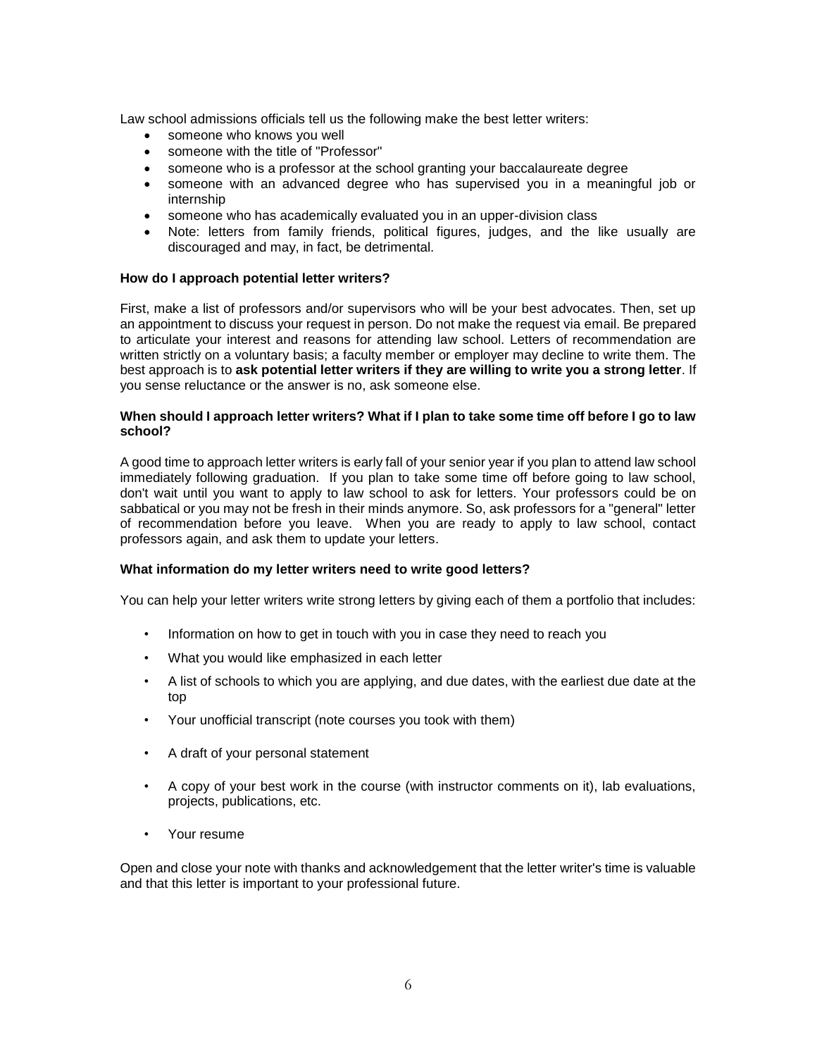Law school admissions officials tell us the following make the best letter writers:

- someone who knows you well
- someone with the title of "Professor"
- someone who is a professor at the school granting your baccalaureate degree
- someone with an advanced degree who has supervised you in a meaningful job or internship
- someone who has academically evaluated you in an upper-division class
- Note: letters from family friends, political figures, judges, and the like usually are discouraged and may, in fact, be detrimental.

**How do I approach potential letter writers?**

First, make a list of professors and/or supervisors who will be your best advocates. Then, set up an appointment to discuss your request in person. Do not make the request via email. Be prepared to articulate your interest and reasons for attending law school. Letters of recommendation are written strictly on a voluntary basis; a faculty member or employer may decline to write them. The best approach is to **ask potential letter writers if they are willing to write you a strong letter**. If you sense reluctance or the answer is no, ask someone else.

**When should I approach letter writers? What if I plan to take some time off before I go to law school?**

A good time to approach letter writers is early fall of your senior year if you plan to attend law school immediately following graduation. If you plan to take some time off before going to law school, don't wait until you want to apply to law school to ask for letters. Your professors could be on sabbatical or you may not be fresh in their minds anymore. So, ask professors for a "general" letter of recommendation before you leave. When you are ready to apply to law school, contact professors again, and ask them to update your letters.

**What information do my letter writers need to write good letters?**

You can help your letter writers write strong letters by giving each of them a portfolio that includes:

- Information on how to get in touch with you in case they need to reach you
- What you would like emphasized in each letter
- A list of schools to which you are applying, and due dates, with the earliest due date at the top
- Your unofficial transcript (note courses you took with them)
- A draft of your personal statement
- A copy of your best work in the course (with instructor comments on it), lab evaluations, projects, publications, etc.
- Your resume

Open and close your note with thanks and acknowledgement that the letter writer's time is valuable and that this letter is important to your professional future.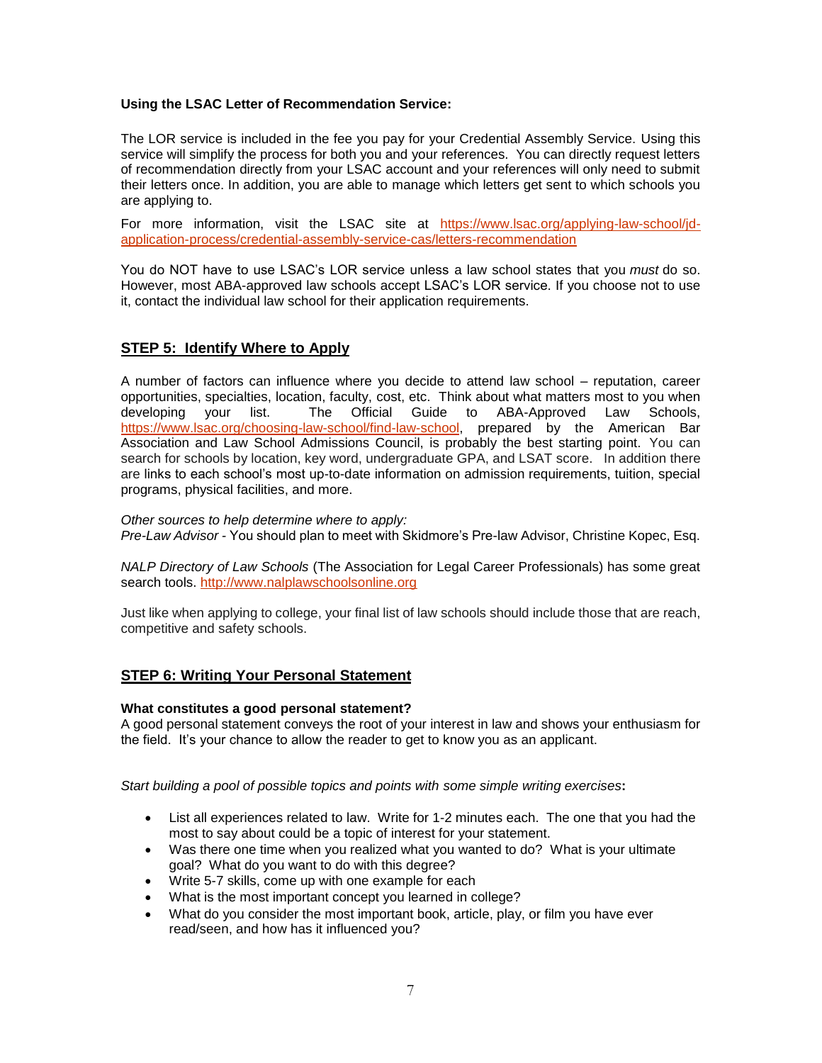**Using the LSAC Letter of Recommendation Service:**

The LOR service is included in the fee you pay for your Credential Assembly Service. Using this service will simplify the process for both you and your references. You can directly request letters of recommendation directly from your LSAC account and your references will only need to submit their letters once. In addition, you are able to manage which letters get sent to which schools you are applying to.

For more information, visit the LSAC site at https://www.lsac.org/applying-law-school/jd-application-process/credential-assembly-service-cas/letters-recommendation

You do NOT have to use LSAC's LOR service unless a law school states that you *must* do so. However, most ABA-approved law schools accept LSAC's LOR service. If you choose not to use it, contact the individual law school for their application requirements.

## STEP 5: Identify Where to Apply

A number of factors can influence where you decide to attend law school – reputation, career opportunities, specialties, location, faculty, cost, etc. Think about what matters most to you when developing your list. The Official Guide to ABA-Approved Law Schools, https://www.lsac.org/choosing-law-school/find-law-school, prepared by the American Bar Association and Law School Admissions Council, is probably the best starting point. You can search for schools by location, key word, undergraduate GPA, and LSAT score. In addition there are links to each school's most up-to-date information on admission requirements, tuition, special programs, physical facilities, and more.

*Other sources to help determine where to apply:*
*Pre-Law Advisor* - You should plan to meet with Skidmore's Pre-law Advisor, Christine Kopec, Esq.

*NALP Directory of Law Schools* (The Association for Legal Career Professionals) has some great search tools. http://www.nalplawschoolsonline.org

Just like when applying to college, your final list of law schools should include those that are reach, competitive and safety schools.

## STEP 6: Writing Your Personal Statement

**What constitutes a good personal statement?**
A good personal statement conveys the root of your interest in law and shows your enthusiasm for the field. It's your chance to allow the reader to get to know you as an applicant.

*Start building a pool of possible topics and points with some simple writing exercises***:**

- List all experiences related to law. Write for 1-2 minutes each. The one that you had the most to say about could be a topic of interest for your statement.
- Was there one time when you realized what you wanted to do? What is your ultimate goal? What do you want to do with this degree?
- Write 5-7 skills, come up with one example for each
- What is the most important concept you learned in college?
- What do you consider the most important book, article, play, or film you have ever read/seen, and how has it influenced you?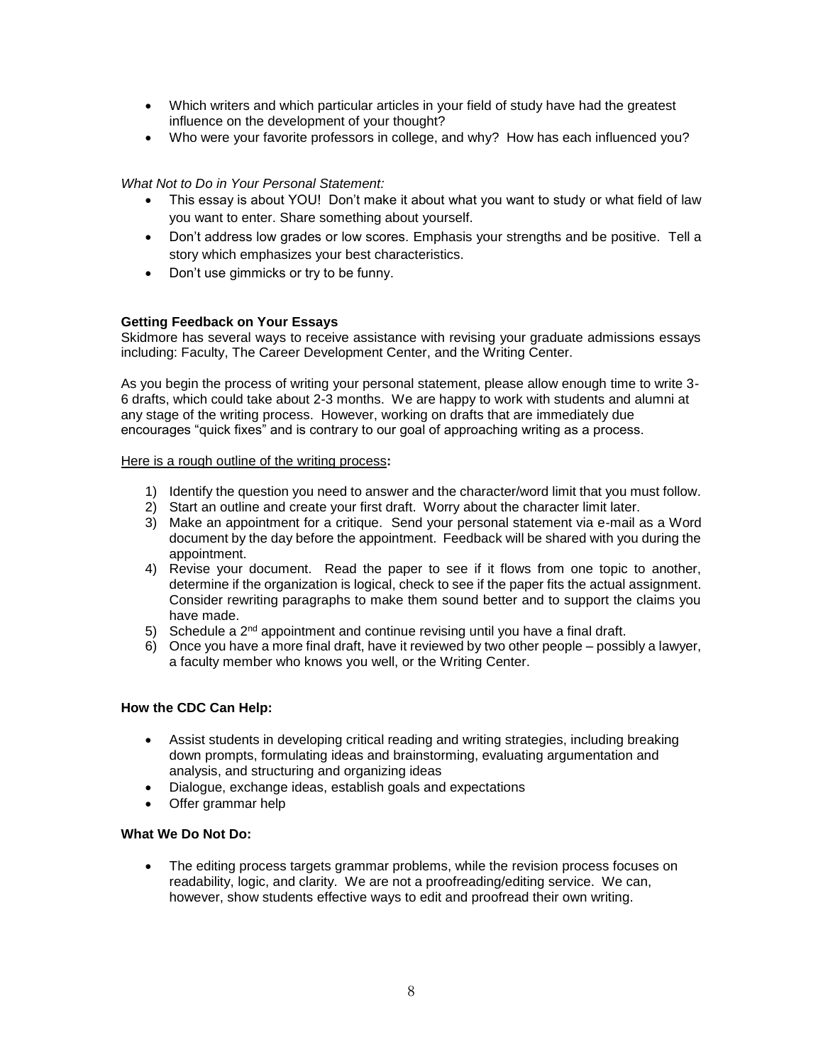- Which writers and which particular articles in your field of study have had the greatest influence on the development of your thought?
- Who were your favorite professors in college, and why? How has each influenced you?

*What Not to Do in Your Personal Statement:*

- This essay is about YOU! Don't make it about what you want to study or what field of law you want to enter. Share something about yourself.
- Don't address low grades or low scores. Emphasis your strengths and be positive. Tell a story which emphasizes your best characteristics.
- Don't use gimmicks or try to be funny.

**Getting Feedback on Your Essays**

Skidmore has several ways to receive assistance with revising your graduate admissions essays including: Faculty, The Career Development Center, and the Writing Center.

As you begin the process of writing your personal statement, please allow enough time to write 3-6 drafts, which could take about 2-3 months. We are happy to work with students and alumni at any stage of the writing process. However, working on drafts that are immediately due encourages "quick fixes" and is contrary to our goal of approaching writing as a process.

<u>Here is a rough outline of the writing process</u>**:**

1) Identify the question you need to answer and the character/word limit that you must follow.
2) Start an outline and create your first draft. Worry about the character limit later.
3) Make an appointment for a critique. Send your personal statement via e-mail as a Word document by the day before the appointment. Feedback will be shared with you during the appointment.
4) Revise your document. Read the paper to see if it flows from one topic to another, determine if the organization is logical, check to see if the paper fits the actual assignment. Consider rewriting paragraphs to make them sound better and to support the claims you have made.
5) Schedule a 2nd appointment and continue revising until you have a final draft.
6) Once you have a more final draft, have it reviewed by two other people – possibly a lawyer, a faculty member who knows you well, or the Writing Center.

**How the CDC Can Help:**

- Assist students in developing critical reading and writing strategies, including breaking down prompts, formulating ideas and brainstorming, evaluating argumentation and analysis, and structuring and organizing ideas
- Dialogue, exchange ideas, establish goals and expectations
- Offer grammar help

**What We Do Not Do:**

- The editing process targets grammar problems, while the revision process focuses on readability, logic, and clarity. We are not a proofreading/editing service. We can, however, show students effective ways to edit and proofread their own writing.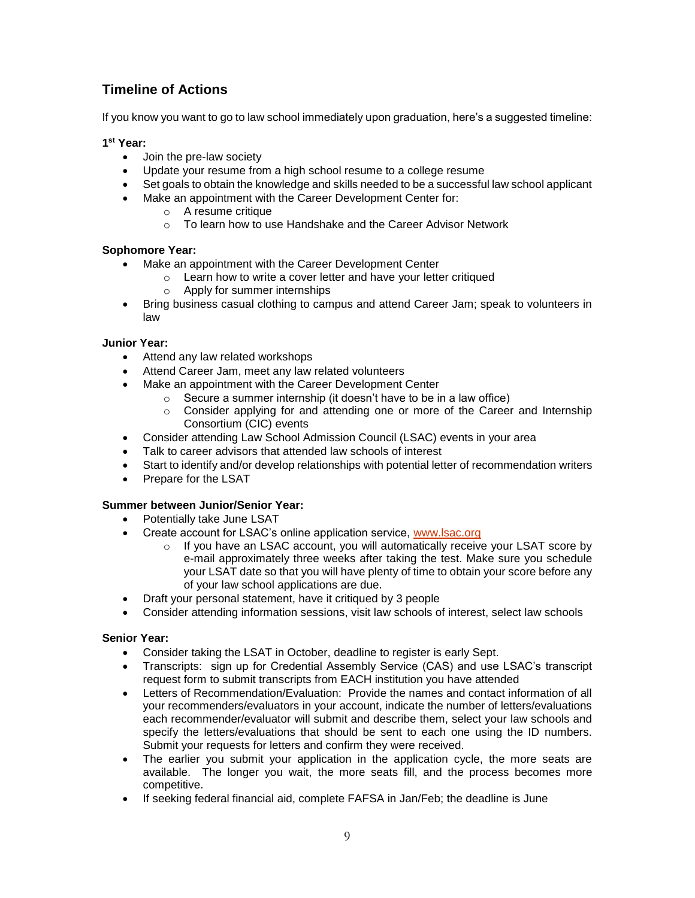## Timeline of Actions

If you know you want to go to law school immediately upon graduation, here's a suggested timeline:

**1st Year:**

- Join the pre-law society
- Update your resume from a high school resume to a college resume
- Set goals to obtain the knowledge and skills needed to be a successful law school applicant
- Make an appointment with the Career Development Center for:
  - A resume critique
  - To learn how to use Handshake and the Career Advisor Network

**Sophomore Year:**

- Make an appointment with the Career Development Center
  - Learn how to write a cover letter and have your letter critiqued
  - Apply for summer internships
- Bring business casual clothing to campus and attend Career Jam; speak to volunteers in law

**Junior Year:**

- Attend any law related workshops
- Attend Career Jam, meet any law related volunteers
- Make an appointment with the Career Development Center
  - Secure a summer internship (it doesn't have to be in a law office)
  - Consider applying for and attending one or more of the Career and Internship Consortium (CIC) events
- Consider attending Law School Admission Council (LSAC) events in your area
- Talk to career advisors that attended law schools of interest
- Start to identify and/or develop relationships with potential letter of recommendation writers
- Prepare for the LSAT

**Summer between Junior/Senior Year:**

- Potentially take June LSAT
- Create account for LSAC's online application service, [www.lsac.org](http://www.lsac.org)
  - If you have an LSAC account, you will automatically receive your LSAT score by e-mail approximately three weeks after taking the test. Make sure you schedule your LSAT date so that you will have plenty of time to obtain your score before any of your law school applications are due.
- Draft your personal statement, have it critiqued by 3 people
- Consider attending information sessions, visit law schools of interest, select law schools

**Senior Year:**

- Consider taking the LSAT in October, deadline to register is early Sept.
- Transcripts: sign up for Credential Assembly Service (CAS) and use LSAC's transcript request form to submit transcripts from EACH institution you have attended
- Letters of Recommendation/Evaluation: Provide the names and contact information of all your recommenders/evaluators in your account, indicate the number of letters/evaluations each recommender/evaluator will submit and describe them, select your law schools and specify the letters/evaluations that should be sent to each one using the ID numbers. Submit your requests for letters and confirm they were received.
- The earlier you submit your application in the application cycle, the more seats are available. The longer you wait, the more seats fill, and the process becomes more competitive.
- If seeking federal financial aid, complete FAFSA in Jan/Feb; the deadline is June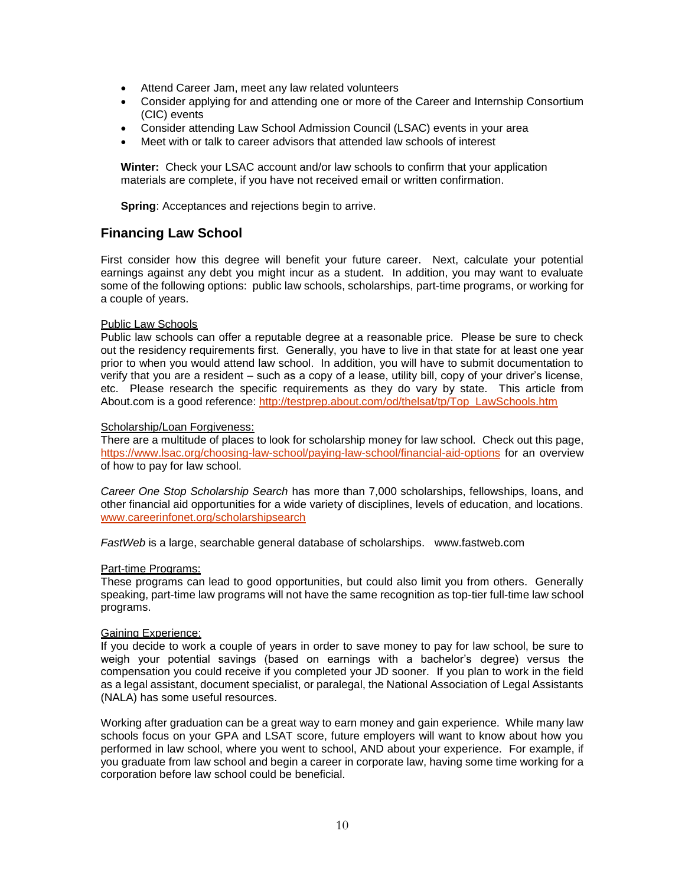- Attend Career Jam, meet any law related volunteers
- Consider applying for and attending one or more of the Career and Internship Consortium (CIC) events
- Consider attending Law School Admission Council (LSAC) events in your area
- Meet with or talk to career advisors that attended law schools of interest

**Winter:** Check your LSAC account and/or law schools to confirm that your application materials are complete, if you have not received email or written confirmation.

**Spring**: Acceptances and rejections begin to arrive.

## Financing Law School

First consider how this degree will benefit your future career. Next, calculate your potential earnings against any debt you might incur as a student. In addition, you may want to evaluate some of the following options: public law schools, scholarships, part-time programs, or working for a couple of years.

Public Law Schools

Public law schools can offer a reputable degree at a reasonable price. Please be sure to check out the residency requirements first. Generally, you have to live in that state for at least one year prior to when you would attend law school. In addition, you will have to submit documentation to verify that you are a resident – such as a copy of a lease, utility bill, copy of your driver's license, etc. Please research the specific requirements as they do vary by state. This article from About.com is a good reference: http://testprep.about.com/od/thelsat/tp/Top_LawSchools.htm

Scholarship/Loan Forgiveness:

There are a multitude of places to look for scholarship money for law school. Check out this page, https://www.lsac.org/choosing-law-school/paying-law-school/financial-aid-options for an overview of how to pay for law school.

*Career One Stop Scholarship Search* has more than 7,000 scholarships, fellowships, loans, and other financial aid opportunities for a wide variety of disciplines, levels of education, and locations. www.careerinfonet.org/scholarshipsearch

*FastWeb* is a large, searchable general database of scholarships. www.fastweb.com

Part-time Programs:

These programs can lead to good opportunities, but could also limit you from others. Generally speaking, part-time law programs will not have the same recognition as top-tier full-time law school programs.

Gaining Experience:

If you decide to work a couple of years in order to save money to pay for law school, be sure to weigh your potential savings (based on earnings with a bachelor's degree) versus the compensation you could receive if you completed your JD sooner. If you plan to work in the field as a legal assistant, document specialist, or paralegal, the National Association of Legal Assistants (NALA) has some useful resources.

Working after graduation can be a great way to earn money and gain experience. While many law schools focus on your GPA and LSAT score, future employers will want to know about how you performed in law school, where you went to school, AND about your experience. For example, if you graduate from law school and begin a career in corporate law, having some time working for a corporation before law school could be beneficial.